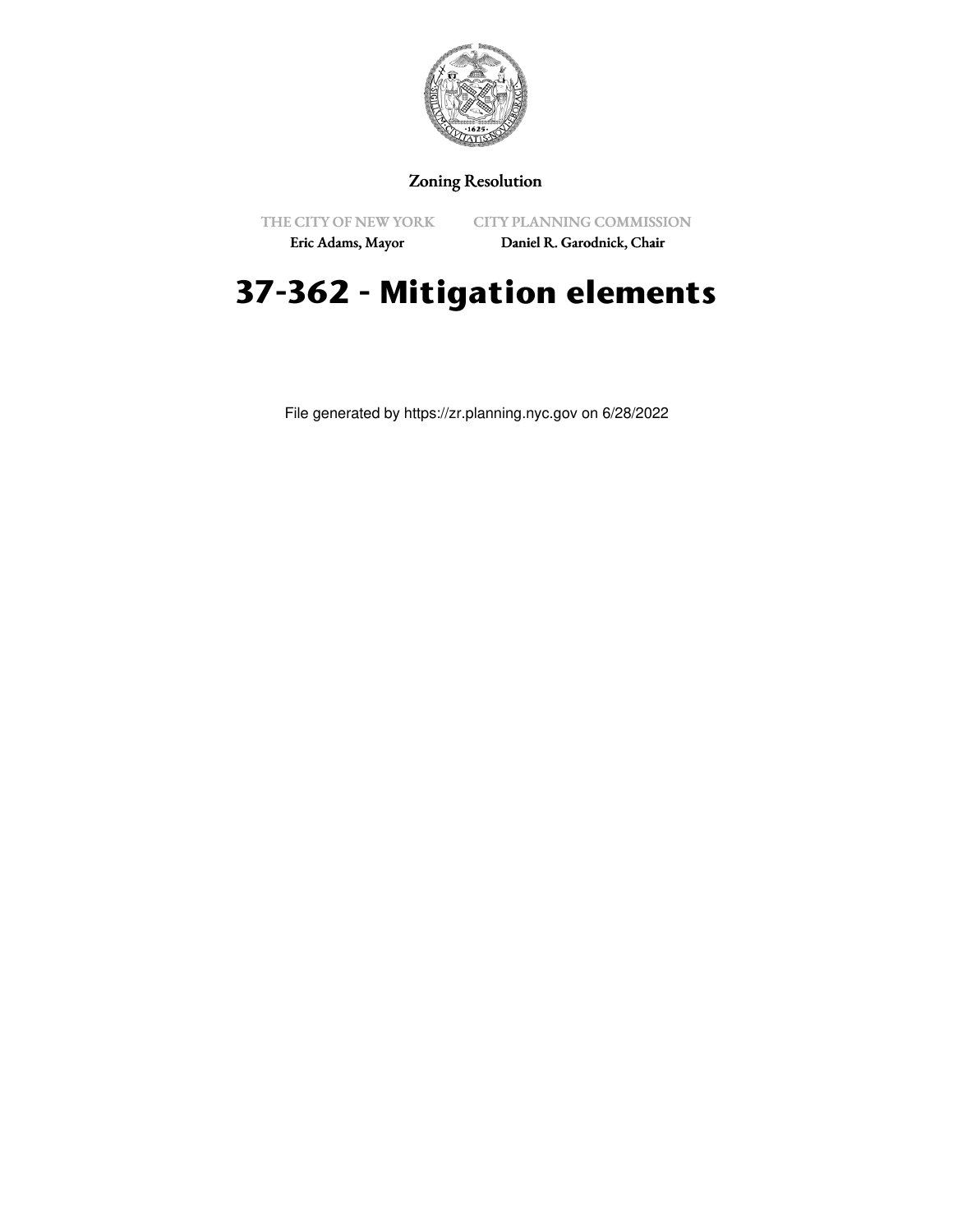Zoning Resolution

THE CITY OF NEW YORK
Eric Adams, Mayor

CITY PLANNING COMMISSION
Daniel R. Garodnick, Chair

# 37-362 - Mitigation elements

File generated by https://zr.planning.nyc.gov on 6/28/2022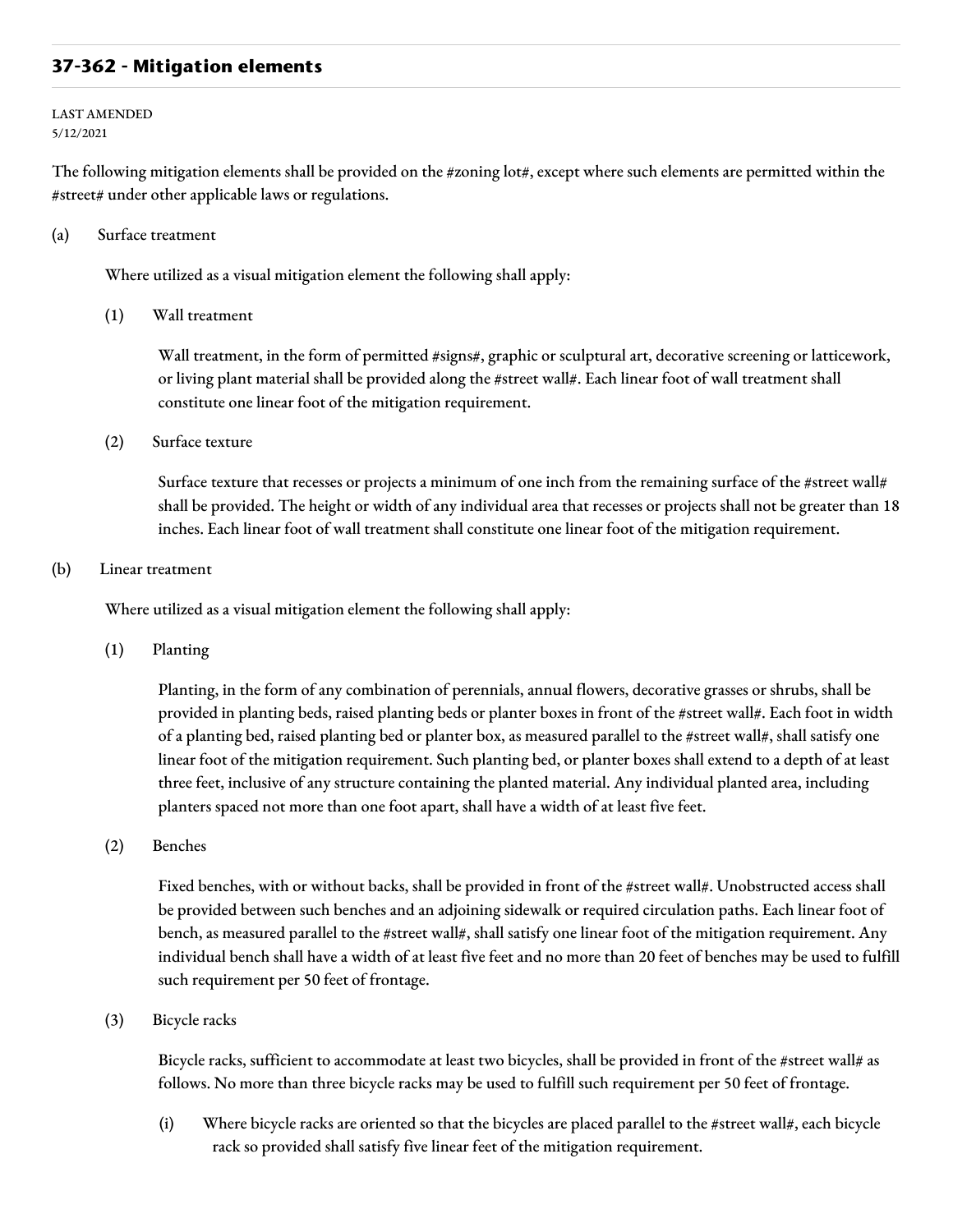## 37-362 - Mitigation elements

LAST AMENDED
5/12/2021

The following mitigation elements shall be provided on the #zoning lot#, except where such elements are permitted within the #street# under other applicable laws or regulations.

(a) Surface treatment

Where utilized as a visual mitigation element the following shall apply:

(1) Wall treatment

Wall treatment, in the form of permitted #signs#, graphic or sculptural art, decorative screening or latticework, or living plant material shall be provided along the #street wall#. Each linear foot of wall treatment shall constitute one linear foot of the mitigation requirement.

(2) Surface texture

Surface texture that recesses or projects a minimum of one inch from the remaining surface of the #street wall# shall be provided. The height or width of any individual area that recesses or projects shall not be greater than 18 inches. Each linear foot of wall treatment shall constitute one linear foot of the mitigation requirement.

(b) Linear treatment

Where utilized as a visual mitigation element the following shall apply:

(1) Planting

Planting, in the form of any combination of perennials, annual flowers, decorative grasses or shrubs, shall be provided in planting beds, raised planting beds or planter boxes in front of the #street wall#. Each foot in width of a planting bed, raised planting bed or planter box, as measured parallel to the #street wall#, shall satisfy one linear foot of the mitigation requirement. Such planting bed, or planter boxes shall extend to a depth of at least three feet, inclusive of any structure containing the planted material. Any individual planted area, including planters spaced not more than one foot apart, shall have a width of at least five feet.

(2) Benches

Fixed benches, with or without backs, shall be provided in front of the #street wall#. Unobstructed access shall be provided between such benches and an adjoining sidewalk or required circulation paths. Each linear foot of bench, as measured parallel to the #street wall#, shall satisfy one linear foot of the mitigation requirement. Any individual bench shall have a width of at least five feet and no more than 20 feet of benches may be used to fulfill such requirement per 50 feet of frontage.

(3) Bicycle racks

Bicycle racks, sufficient to accommodate at least two bicycles, shall be provided in front of the #street wall# as follows. No more than three bicycle racks may be used to fulfill such requirement per 50 feet of frontage.

(i) Where bicycle racks are oriented so that the bicycles are placed parallel to the #street wall#, each bicycle rack so provided shall satisfy five linear feet of the mitigation requirement.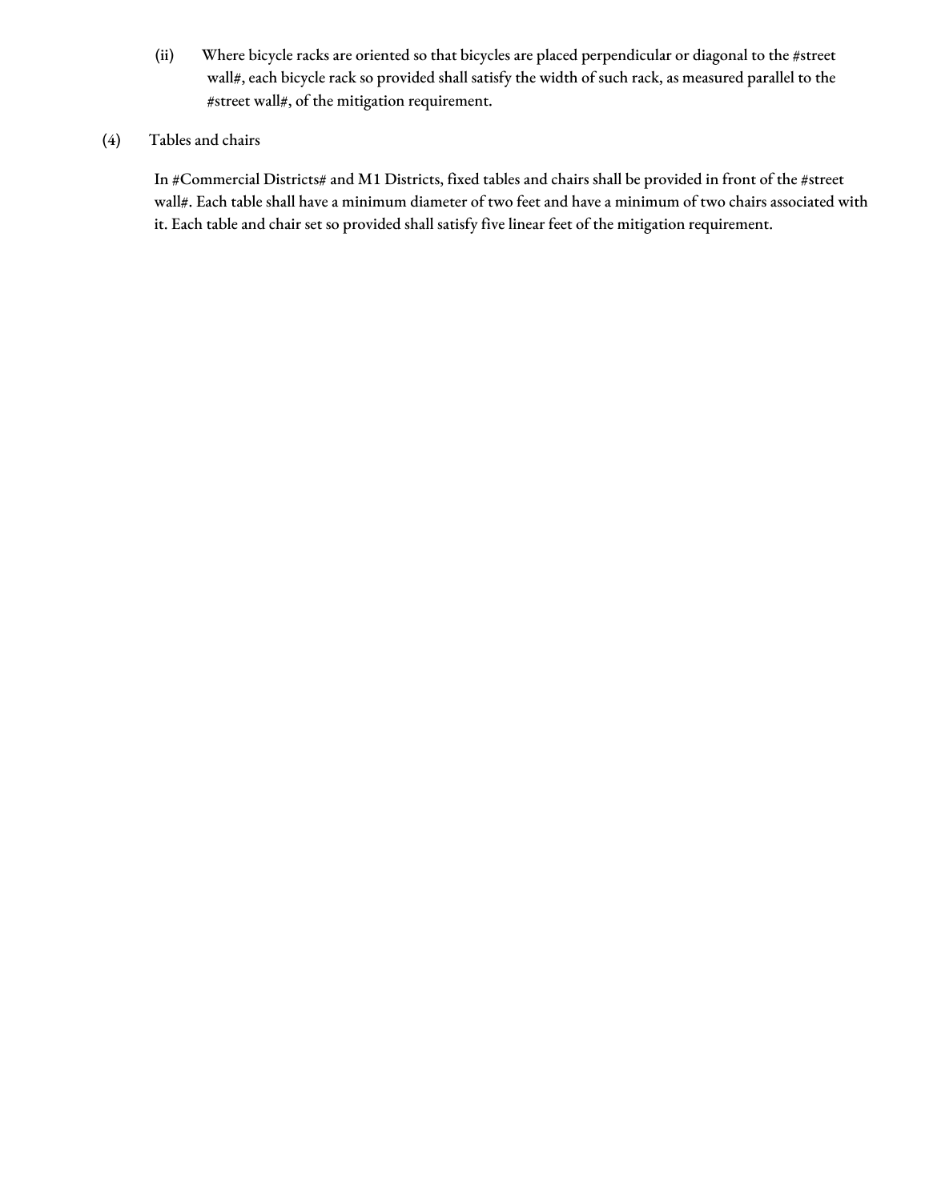(ii) Where bicycle racks are oriented so that bicycles are placed perpendicular or diagonal to the #street wall#, each bicycle rack so provided shall satisfy the width of such rack, as measured parallel to the #street wall#, of the mitigation requirement.

(4) Tables and chairs

In #Commercial Districts# and M1 Districts, fixed tables and chairs shall be provided in front of the #street wall#. Each table shall have a minimum diameter of two feet and have a minimum of two chairs associated with it. Each table and chair set so provided shall satisfy five linear feet of the mitigation requirement.